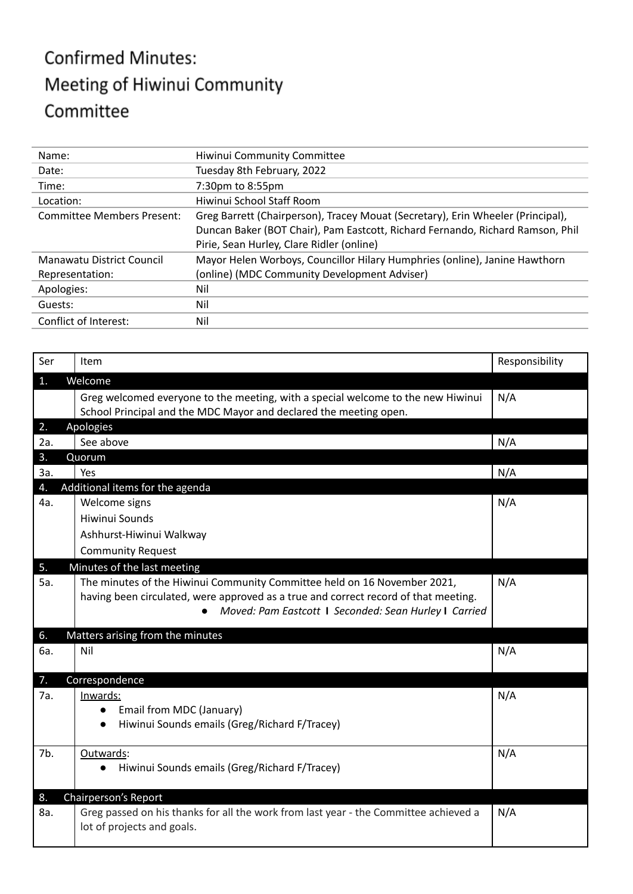# Confirmed Minutes:
# Meeting of Hiwinui Community Committee

| | |
|---|---|
| Name: | Hiwinui Community Committee |
| Date: | Tuesday 8th February, 2022 |
| Time: | 7:30pm to 8:55pm |
| Location: | Hiwinui School Staff Room |
| Committee Members Present: | Greg Barrett (Chairperson), Tracey Mouat (Secretary), Erin Wheeler (Principal), Duncan Baker (BOT Chair), Pam Eastcott, Richard Fernando, Richard Ramson, Phil Pirie, Sean Hurley, Clare Ridler (online) |
| Manawatu District Council Representation: | Mayor Helen Worboys, Councillor Hilary Humphries (online), Janine Hawthorn (online) (MDC Community Development Adviser) |
| Apologies: | Nil |
| Guests: | Nil |
| Conflict of Interest: | Nil |

| Ser | Item | Responsibility |
|---|---|---|
| **1.** | **Welcome** | |
| | Greg welcomed everyone to the meeting, with a special welcome to the new Hiwinui School Principal and the MDC Mayor and declared the meeting open. | N/A |
| **2.** | **Apologies** | |
| 2a. | See above | N/A |
| **3.** | **Quorum** | |
| 3a. | Yes | N/A |
| **4.** | **Additional items for the agenda** | |
| 4a. | Welcome signs<br>Hiwinui Sounds<br>Ashhurst-Hiwinui Walkway<br>Community Request | N/A |
| **5.** | **Minutes of the last meeting** | |
| 5a. | The minutes of the Hiwinui Community Committee held on 16 November 2021, having been circulated, were approved as a true and correct record of that meeting.<br>• *Moved: Pam Eastcott I Seconded: Sean Hurley I Carried* | N/A |
| **6.** | **Matters arising from the minutes** | |
| 6a. | Nil | N/A |
| **7.** | **Correspondence** | |
| 7a. | Inwards:<br>• Email from MDC (January)<br>• Hiwinui Sounds emails (Greg/Richard F/Tracey) | N/A |
| 7b. | Outwards:<br>• Hiwinui Sounds emails (Greg/Richard F/Tracey) | N/A |
| **8.** | **Chairperson's Report** | |
| 8a. | Greg passed on his thanks for all the work from last year - the Committee achieved a lot of projects and goals. | N/A |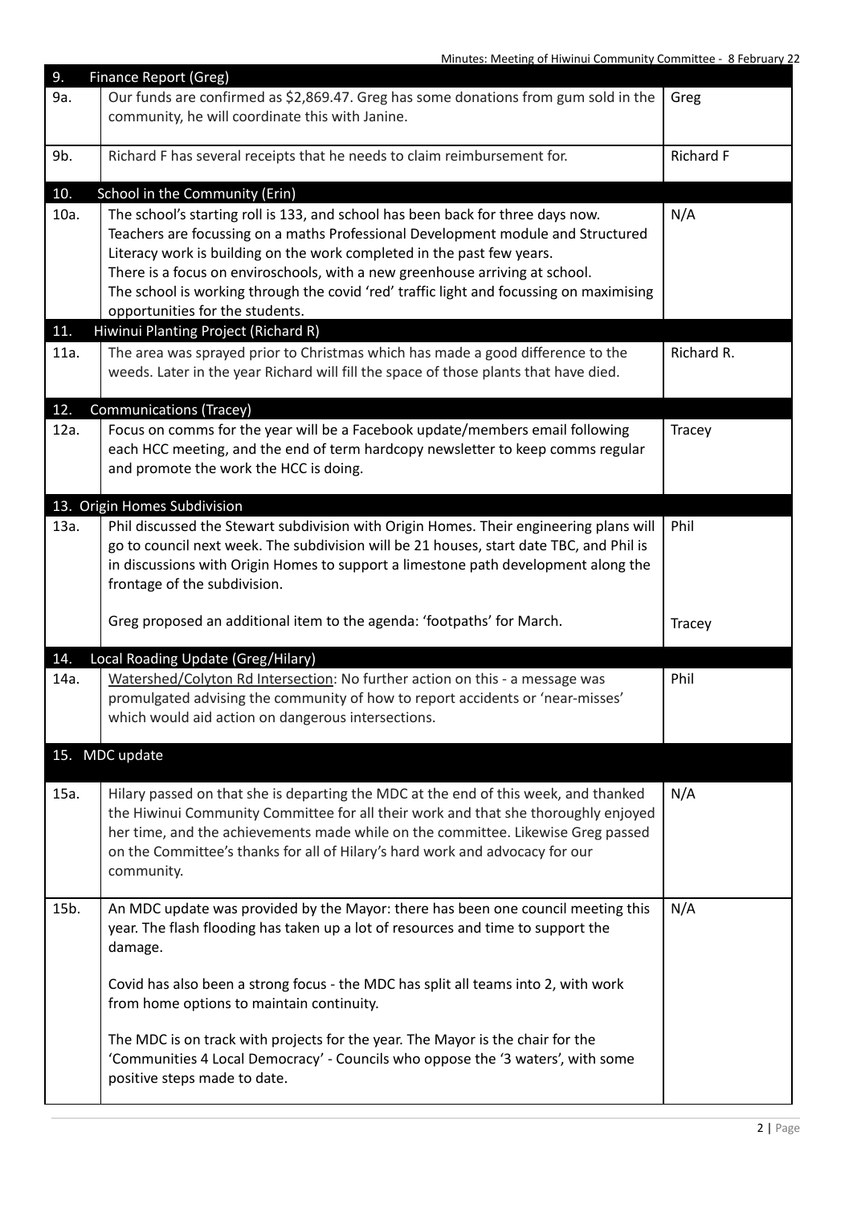| 9. | Finance Report (Greg) | |
|---|---|---|
| 9a. | Our funds are confirmed as $2,869.47. Greg has some donations from gum sold in the community, he will coordinate this with Janine. | Greg |
| 9b. | Richard F has several receipts that he needs to claim reimbursement for. | Richard F |
| **10.** | **School in the Community (Erin)** | |
| 10a. | The school's starting roll is 133, and school has been back for three days now. Teachers are focussing on a maths Professional Development module and Structured Literacy work is building on the work completed in the past few years. There is a focus on enviroschools, with a new greenhouse arriving at school. The school is working through the covid 'red' traffic light and focussing on maximising opportunities for the students. | N/A |
| **11.** | **Hiwinui Planting Project (Richard R)** | |
| 11a. | The area was sprayed prior to Christmas which has made a good difference to the weeds. Later in the year Richard will fill the space of those plants that have died. | Richard R. |
| **12.** | **Communications (Tracey)** | |
| 12a. | Focus on comms for the year will be a Facebook update/members email following each HCC meeting, and the end of term hardcopy newsletter to keep comms regular and promote the work the HCC is doing. | Tracey |
| **13.** | **Origin Homes Subdivision** | |
| 13a. | Phil discussed the Stewart subdivision with Origin Homes. Their engineering plans will go to council next week. The subdivision will be 21 houses, start date TBC, and Phil is in discussions with Origin Homes to support a limestone path development along the frontage of the subdivision. | Phil |
| | Greg proposed an additional item to the agenda: 'footpaths' for March. | Tracey |
| **14.** | **Local Roading Update (Greg/Hilary)** | |
| 14a. | Watershed/Colyton Rd Intersection: No further action on this - a message was promulgated advising the community of how to report accidents or 'near-misses' which would aid action on dangerous intersections. | Phil |
| **15.** | **MDC update** | |
| 15a. | Hilary passed on that she is departing the MDC at the end of this week, and thanked the Hiwinui Community Committee for all their work and that she thoroughly enjoyed her time, and the achievements made while on the committee. Likewise Greg passed on the Committee's thanks for all of Hilary's hard work and advocacy for our community. | N/A |
| 15b. | An MDC update was provided by the Mayor: there has been one council meeting this year. The flash flooding has taken up a lot of resources and time to support the damage.<br><br>Covid has also been a strong focus - the MDC has split all teams into 2, with work from home options to maintain continuity.<br><br>The MDC is on track with projects for the year. The Mayor is the chair for the 'Communities 4 Local Democracy' - Councils who oppose the '3 waters', with some positive steps made to date. | N/A |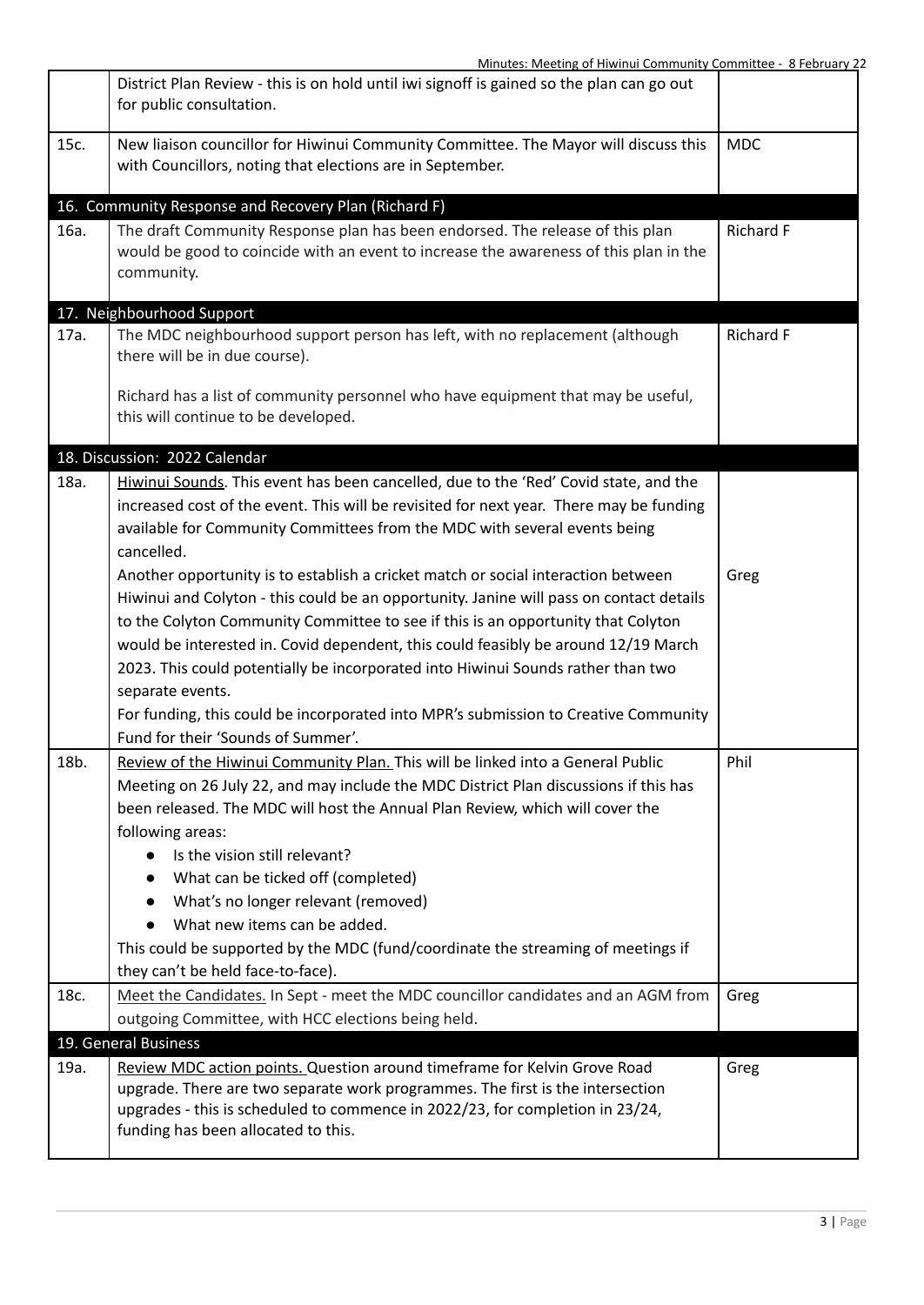| | | |
|---|---|---|
| | District Plan Review - this is on hold until iwi signoff is gained so the plan can go out for public consultation. | |
| 15c. | New liaison councillor for Hiwinui Community Committee. The Mayor will discuss this with Councillors, noting that elections are in September. | MDC |
| **16. Community Response and Recovery Plan (Richard F)** | | |
| 16a. | The draft Community Response plan has been endorsed. The release of this plan would be good to coincide with an event to increase the awareness of this plan in the community. | Richard F |
| **17. Neighbourhood Support** | | |
| 17a. | The MDC neighbourhood support person has left, with no replacement (although there will be in due course).<br><br>Richard has a list of community personnel who have equipment that may be useful, this will continue to be developed. | Richard F |
| **18. Discussion: 2022 Calendar** | | |
| 18a. | Hiwinui Sounds. This event has been cancelled, due to the 'Red' Covid state, and the increased cost of the event. This will be revisited for next year. There may be funding available for Community Committees from the MDC with several events being cancelled.<br>Another opportunity is to establish a cricket match or social interaction between Hiwinui and Colyton - this could be an opportunity. Janine will pass on contact details to the Colyton Community Committee to see if this is an opportunity that Colyton would be interested in. Covid dependent, this could feasibly be around 12/19 March 2023. This could potentially be incorporated into Hiwinui Sounds rather than two separate events.<br>For funding, this could be incorporated into MPR's submission to Creative Community Fund for their 'Sounds of Summer'. | Greg |
| 18b. | Review of the Hiwinui Community Plan. This will be linked into a General Public Meeting on 26 July 22, and may include the MDC District Plan discussions if this has been released. The MDC will host the Annual Plan Review, which will cover the following areas:<br>• Is the vision still relevant?<br>• What can be ticked off (completed)<br>• What's no longer relevant (removed)<br>• What new items can be added.<br>This could be supported by the MDC (fund/coordinate the streaming of meetings if they can't be held face-to-face). | Phil |
| 18c. | Meet the Candidates. In Sept - meet the MDC councillor candidates and an AGM from outgoing Committee, with HCC elections being held. | Greg |
| **19. General Business** | | |
| 19a. | Review MDC action points. Question around timeframe for Kelvin Grove Road upgrade. There are two separate work programmes. The first is the intersection upgrades - this is scheduled to commence in 2022/23, for completion in 23/24, funding has been allocated to this. | Greg |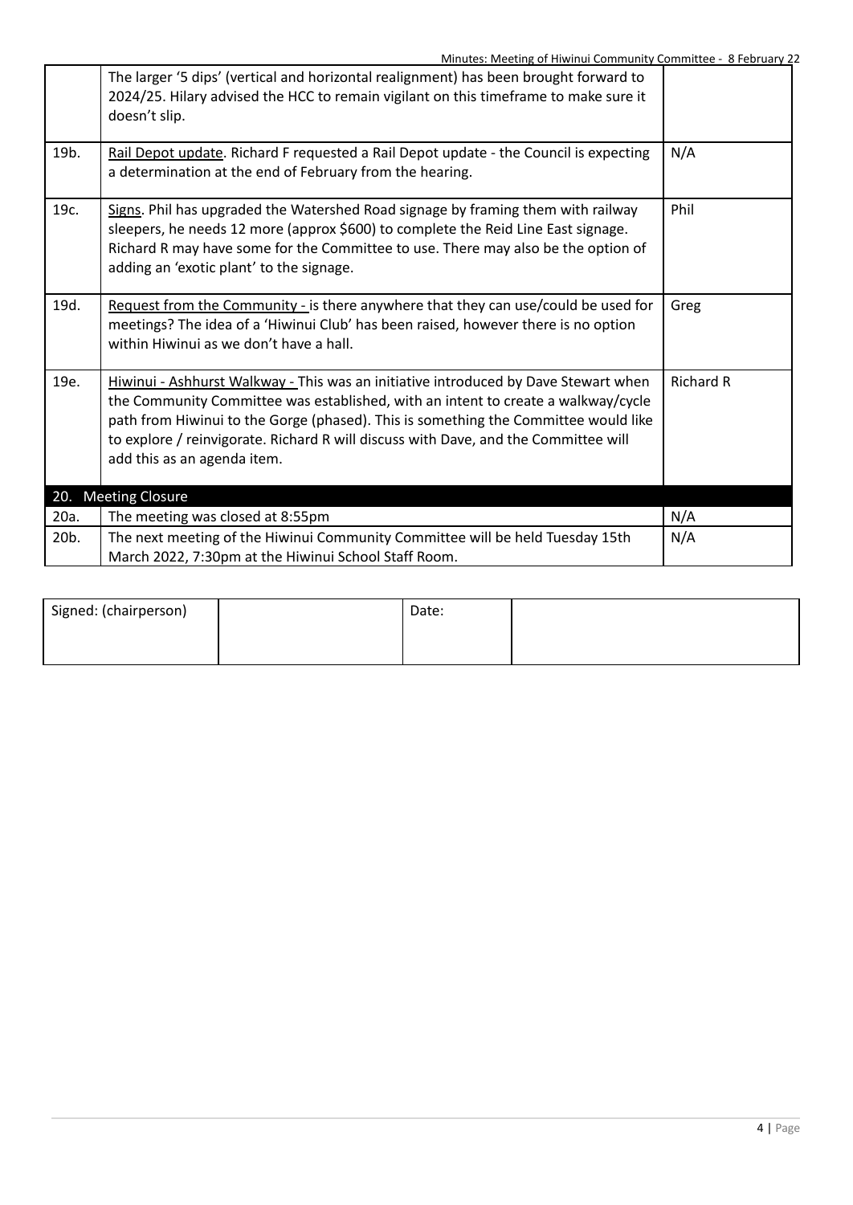| | | |
|---|---|---|
| | The larger '5 dips' (vertical and horizontal realignment) has been brought forward to 2024/25. Hilary advised the HCC to remain vigilant on this timeframe to make sure it doesn't slip. | |
| 19b. | Rail Depot update. Richard F requested a Rail Depot update - the Council is expecting a determination at the end of February from the hearing. | N/A |
| 19c. | Signs. Phil has upgraded the Watershed Road signage by framing them with railway sleepers, he needs 12 more (approx $600) to complete the Reid Line East signage. Richard R may have some for the Committee to use. There may also be the option of adding an 'exotic plant' to the signage. | Phil |
| 19d. | Request from the Community - is there anywhere that they can use/could be used for meetings? The idea of a 'Hiwinui Club' has been raised, however there is no option within Hiwinui as we don't have a hall. | Greg |
| 19e. | Hiwinui - Ashhurst Walkway - This was an initiative introduced by Dave Stewart when the Community Committee was established, with an intent to create a walkway/cycle path from Hiwinui to the Gorge (phased). This is something the Committee would like to explore / reinvigorate. Richard R will discuss with Dave, and the Committee will add this as an agenda item. | Richard R |
| **20.** | **Meeting Closure** | |
| 20a. | The meeting was closed at 8:55pm | N/A |
| 20b. | The next meeting of the Hiwinui Community Committee will be held Tuesday 15th March 2022, 7:30pm at the Hiwinui School Staff Room. | N/A |

| | | | |
|---|---|---|---|
| Signed: (chairperson) | | Date: | |